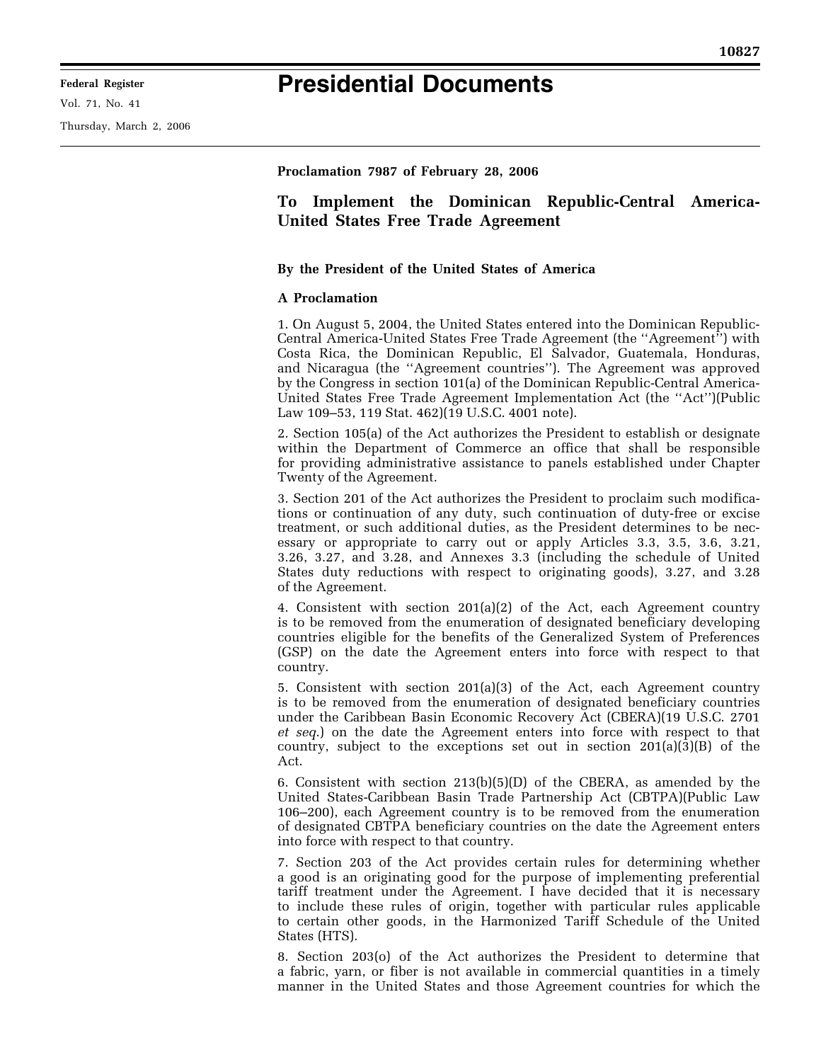# Presidential Documents

**Proclamation 7987 of February 28, 2006**

## To Implement the Dominican Republic-Central America-United States Free Trade Agreement

**By the President of the United States of America**

**A Proclamation**

1. On August 5, 2004, the United States entered into the Dominican Republic-Central America-United States Free Trade Agreement (the ''Agreement'') with Costa Rica, the Dominican Republic, El Salvador, Guatemala, Honduras, and Nicaragua (the ''Agreement countries''). The Agreement was approved by the Congress in section 101(a) of the Dominican Republic-Central America-United States Free Trade Agreement Implementation Act (the ''Act'')(Public Law 109–53, 119 Stat. 462)(19 U.S.C. 4001 note).

2. Section 105(a) of the Act authorizes the President to establish or designate within the Department of Commerce an office that shall be responsible for providing administrative assistance to panels established under Chapter Twenty of the Agreement.

3. Section 201 of the Act authorizes the President to proclaim such modifications or continuation of any duty, such continuation of duty-free or excise treatment, or such additional duties, as the President determines to be necessary or appropriate to carry out or apply Articles 3.3, 3.5, 3.6, 3.21, 3.26, 3.27, and 3.28, and Annexes 3.3 (including the schedule of United States duty reductions with respect to originating goods), 3.27, and 3.28 of the Agreement.

4. Consistent with section 201(a)(2) of the Act, each Agreement country is to be removed from the enumeration of designated beneficiary developing countries eligible for the benefits of the Generalized System of Preferences (GSP) on the date the Agreement enters into force with respect to that country.

5. Consistent with section 201(a)(3) of the Act, each Agreement country is to be removed from the enumeration of designated beneficiary countries under the Caribbean Basin Economic Recovery Act (CBERA)(19 U.S.C. 2701 *et seq.*) on the date the Agreement enters into force with respect to that country, subject to the exceptions set out in section 201(a)(3)(B) of the Act.

6. Consistent with section 213(b)(5)(D) of the CBERA, as amended by the United States-Caribbean Basin Trade Partnership Act (CBTPA)(Public Law 106–200), each Agreement country is to be removed from the enumeration of designated CBTPA beneficiary countries on the date the Agreement enters into force with respect to that country.

7. Section 203 of the Act provides certain rules for determining whether a good is an originating good for the purpose of implementing preferential tariff treatment under the Agreement. I have decided that it is necessary to include these rules of origin, together with particular rules applicable to certain other goods, in the Harmonized Tariff Schedule of the United States (HTS).

8. Section 203(o) of the Act authorizes the President to determine that a fabric, yarn, or fiber is not available in commercial quantities in a timely manner in the United States and those Agreement countries for which the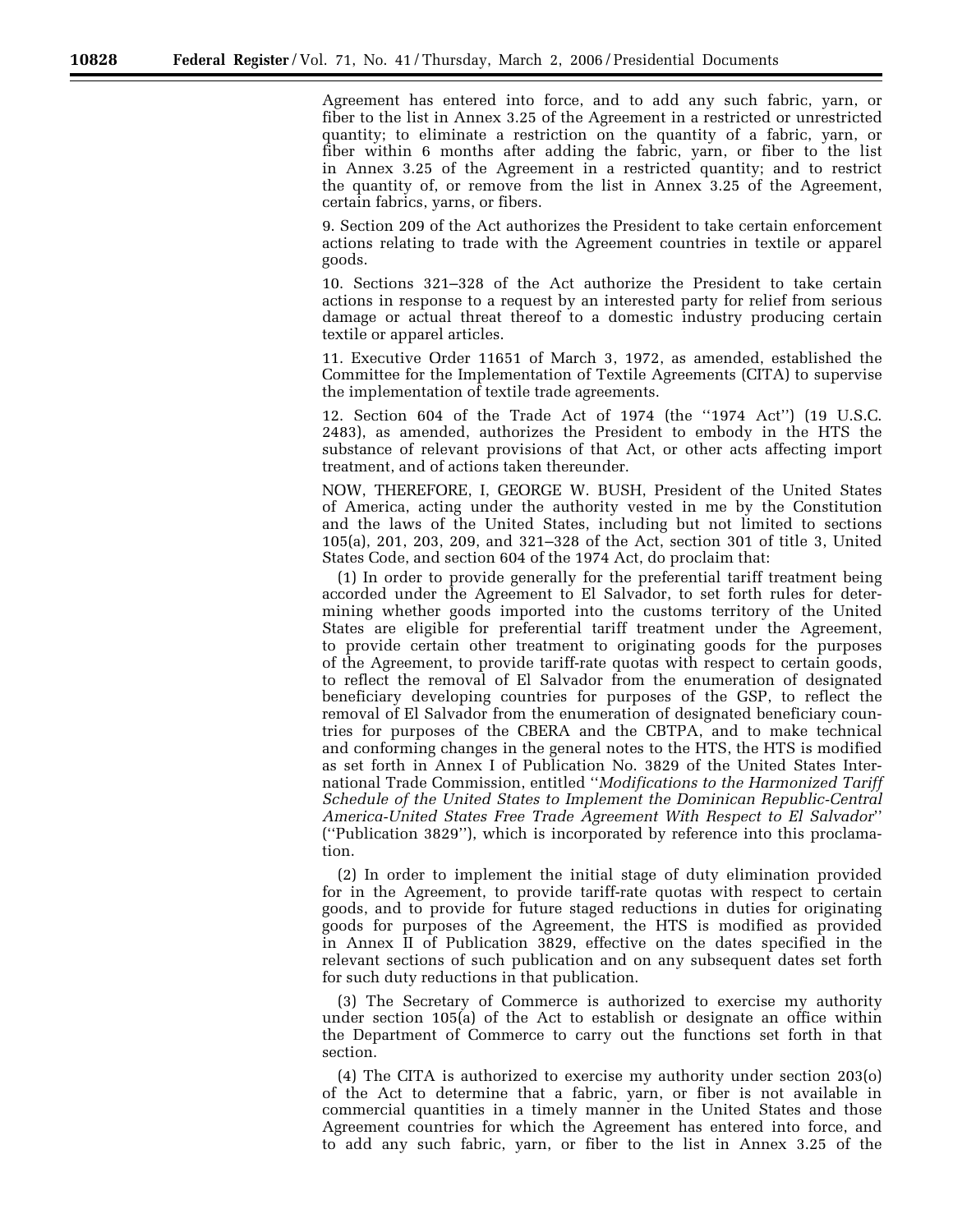Agreement has entered into force, and to add any such fabric, yarn, or fiber to the list in Annex 3.25 of the Agreement in a restricted or unrestricted quantity; to eliminate a restriction on the quantity of a fabric, yarn, or fiber within 6 months after adding the fabric, yarn, or fiber to the list in Annex 3.25 of the Agreement in a restricted quantity; and to restrict the quantity of, or remove from the list in Annex 3.25 of the Agreement, certain fabrics, yarns, or fibers.

9. Section 209 of the Act authorizes the President to take certain enforcement actions relating to trade with the Agreement countries in textile or apparel goods.

10. Sections 321–328 of the Act authorize the President to take certain actions in response to a request by an interested party for relief from serious damage or actual threat thereof to a domestic industry producing certain textile or apparel articles.

11. Executive Order 11651 of March 3, 1972, as amended, established the Committee for the Implementation of Textile Agreements (CITA) to supervise the implementation of textile trade agreements.

12. Section 604 of the Trade Act of 1974 (the ''1974 Act'') (19 U.S.C. 2483), as amended, authorizes the President to embody in the HTS the substance of relevant provisions of that Act, or other acts affecting import treatment, and of actions taken thereunder.

NOW, THEREFORE, I, GEORGE W. BUSH, President of the United States of America, acting under the authority vested in me by the Constitution and the laws of the United States, including but not limited to sections 105(a), 201, 203, 209, and 321–328 of the Act, section 301 of title 3, United States Code, and section 604 of the 1974 Act, do proclaim that:

(1) In order to provide generally for the preferential tariff treatment being accorded under the Agreement to El Salvador, to set forth rules for determining whether goods imported into the customs territory of the United States are eligible for preferential tariff treatment under the Agreement, to provide certain other treatment to originating goods for the purposes of the Agreement, to provide tariff-rate quotas with respect to certain goods, to reflect the removal of El Salvador from the enumeration of designated beneficiary developing countries for purposes of the GSP, to reflect the removal of El Salvador from the enumeration of designated beneficiary countries for purposes of the CBERA and the CBTPA, and to make technical and conforming changes in the general notes to the HTS, the HTS is modified as set forth in Annex I of Publication No. 3829 of the United States International Trade Commission, entitled ''*Modifications to the Harmonized Tariff Schedule of the United States to Implement the Dominican Republic-Central America-United States Free Trade Agreement With Respect to El Salvador*'' (''Publication 3829''), which is incorporated by reference into this proclamation.

(2) In order to implement the initial stage of duty elimination provided for in the Agreement, to provide tariff-rate quotas with respect to certain goods, and to provide for future staged reductions in duties for originating goods for purposes of the Agreement, the HTS is modified as provided in Annex II of Publication 3829, effective on the dates specified in the relevant sections of such publication and on any subsequent dates set forth for such duty reductions in that publication.

(3) The Secretary of Commerce is authorized to exercise my authority under section 105(a) of the Act to establish or designate an office within the Department of Commerce to carry out the functions set forth in that section.

(4) The CITA is authorized to exercise my authority under section 203(o) of the Act to determine that a fabric, yarn, or fiber is not available in commercial quantities in a timely manner in the United States and those Agreement countries for which the Agreement has entered into force, and to add any such fabric, yarn, or fiber to the list in Annex 3.25 of the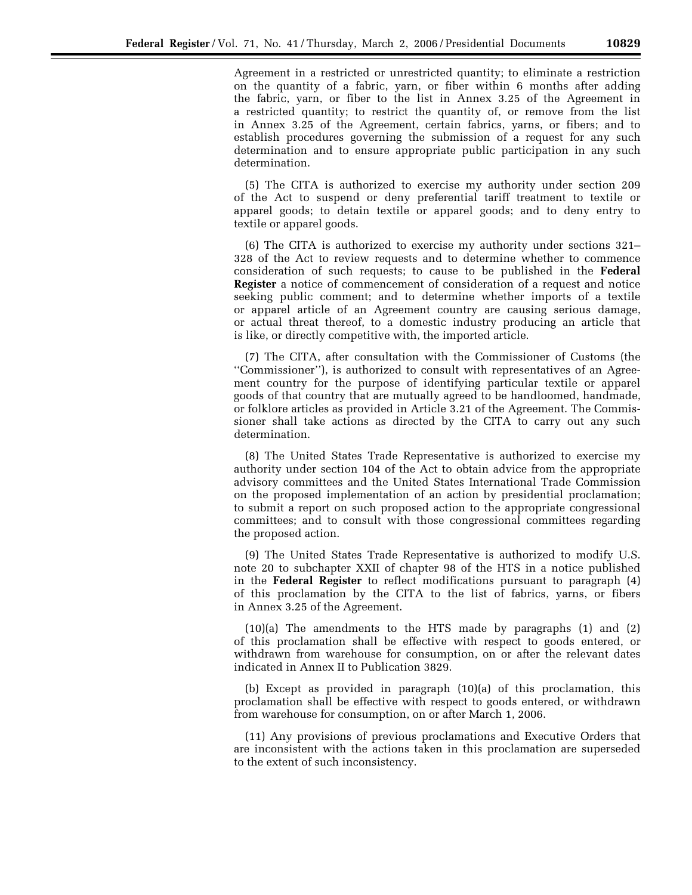Agreement in a restricted or unrestricted quantity; to eliminate a restriction on the quantity of a fabric, yarn, or fiber within 6 months after adding the fabric, yarn, or fiber to the list in Annex 3.25 of the Agreement in a restricted quantity; to restrict the quantity of, or remove from the list in Annex 3.25 of the Agreement, certain fabrics, yarns, or fibers; and to establish procedures governing the submission of a request for any such determination and to ensure appropriate public participation in any such determination.

(5) The CITA is authorized to exercise my authority under section 209 of the Act to suspend or deny preferential tariff treatment to textile or apparel goods; to detain textile or apparel goods; and to deny entry to textile or apparel goods.

(6) The CITA is authorized to exercise my authority under sections 321–328 of the Act to review requests and to determine whether to commence consideration of such requests; to cause to be published in the **Federal Register** a notice of commencement of consideration of a request and notice seeking public comment; and to determine whether imports of a textile or apparel article of an Agreement country are causing serious damage, or actual threat thereof, to a domestic industry producing an article that is like, or directly competitive with, the imported article.

(7) The CITA, after consultation with the Commissioner of Customs (the ''Commissioner''), is authorized to consult with representatives of an Agreement country for the purpose of identifying particular textile or apparel goods of that country that are mutually agreed to be handloomed, handmade, or folklore articles as provided in Article 3.21 of the Agreement. The Commissioner shall take actions as directed by the CITA to carry out any such determination.

(8) The United States Trade Representative is authorized to exercise my authority under section 104 of the Act to obtain advice from the appropriate advisory committees and the United States International Trade Commission on the proposed implementation of an action by presidential proclamation; to submit a report on such proposed action to the appropriate congressional committees; and to consult with those congressional committees regarding the proposed action.

(9) The United States Trade Representative is authorized to modify U.S. note 20 to subchapter XXII of chapter 98 of the HTS in a notice published in the **Federal Register** to reflect modifications pursuant to paragraph (4) of this proclamation by the CITA to the list of fabrics, yarns, or fibers in Annex 3.25 of the Agreement.

(10)(a) The amendments to the HTS made by paragraphs (1) and (2) of this proclamation shall be effective with respect to goods entered, or withdrawn from warehouse for consumption, on or after the relevant dates indicated in Annex II to Publication 3829.

(b) Except as provided in paragraph (10)(a) of this proclamation, this proclamation shall be effective with respect to goods entered, or withdrawn from warehouse for consumption, on or after March 1, 2006.

(11) Any provisions of previous proclamations and Executive Orders that are inconsistent with the actions taken in this proclamation are superseded to the extent of such inconsistency.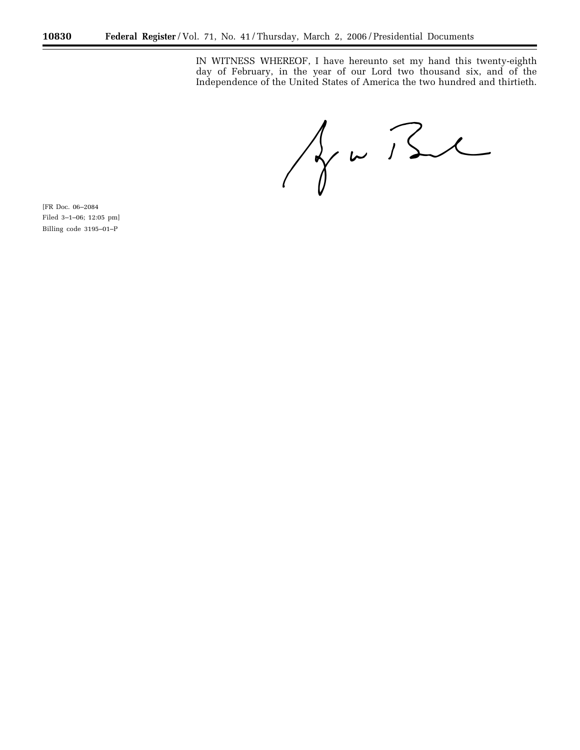IN WITNESS WHEREOF, I have hereunto set my hand this twenty-eighth day of February, in the year of our Lord two thousand six, and of the Independence of the United States of America the two hundred and thirtieth.

[FR Doc. 06–2084
Filed 3–1–06; 12:05 pm]
Billing code 3195–01–P